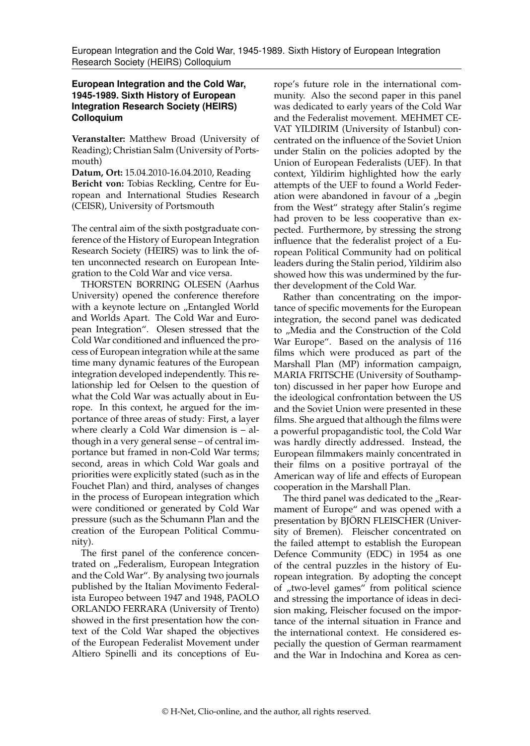## European Integration and the Cold War, 1945-1989. Sixth History of European Integration Research Society (HEIRS) Colloquium

**Veranstalter:** Matthew Broad (University of Reading); Christian Salm (University of Portsmouth)
**Datum, Ort:** 15.04.2010-16.04.2010, Reading
**Bericht von:** Tobias Reckling, Centre for European and International Studies Research (CEISR), University of Portsmouth

The central aim of the sixth postgraduate conference of the History of European Integration Research Society (HEIRS) was to link the often unconnected research on European Integration to the Cold War and vice versa.

THORSTEN BORRING OLESEN (Aarhus University) opened the conference therefore with a keynote lecture on „Entangled World and Worlds Apart. The Cold War and European Integration". Olesen stressed that the Cold War conditioned and influenced the process of European integration while at the same time many dynamic features of the European integration developed independently. This relationship led for Oelsen to the question of what the Cold War was actually about in Europe. In this context, he argued for the importance of three areas of study: First, a layer where clearly a Cold War dimension is – although in a very general sense – of central importance but framed in non-Cold War terms; second, areas in which Cold War goals and priorities were explicitly stated (such as in the Fouchet Plan) and third, analyses of changes in the process of European integration which were conditioned or generated by Cold War pressure (such as the Schumann Plan and the creation of the European Political Community).

The first panel of the conference concentrated on „Federalism, European Integration and the Cold War". By analysing two journals published by the Italian Movimento Federalista Europeo between 1947 and 1948, PAOLO ORLANDO FERRARA (University of Trento) showed in the first presentation how the context of the Cold War shaped the objectives of the European Federalist Movement under Altiero Spinelli and its conceptions of Europe's future role in the international community. Also the second paper in this panel was dedicated to early years of the Cold War and the Federalist movement. MEHMET CEVAT YILDIRIM (University of Istanbul) concentrated on the influence of the Soviet Union under Stalin on the policies adopted by the Union of European Federalists (UEF). In that context, Yildirim highlighted how the early attempts of the UEF to found a World Federation were abandoned in favour of a „begin from the West" strategy after Stalin's regime had proven to be less cooperative than expected. Furthermore, by stressing the strong influence that the federalist project of a European Political Community had on political leaders during the Stalin period, Yildirim also showed how this was undermined by the further development of the Cold War.

Rather than concentrating on the importance of specific movements for the European integration, the second panel was dedicated to „Media and the Construction of the Cold War Europe". Based on the analysis of 116 films which were produced as part of the Marshall Plan (MP) information campaign, MARIA FRITSCHE (University of Southampton) discussed in her paper how Europe and the ideological confrontation between the US and the Soviet Union were presented in these films. She argued that although the films were a powerful propagandistic tool, the Cold War was hardly directly addressed. Instead, the European filmmakers mainly concentrated in their films on a positive portrayal of the American way of life and effects of European cooperation in the Marshall Plan.

The third panel was dedicated to the „Rearmament of Europe" and was opened with a presentation by BJÖRN FLEISCHER (University of Bremen). Fleischer concentrated on the failed attempt to establish the European Defence Community (EDC) in 1954 as one of the central puzzles in the history of European integration. By adopting the concept of „two-level games" from political science and stressing the importance of ideas in decision making, Fleischer focused on the importance of the internal situation in France and the international context. He considered especially the question of German rearmament and the War in Indochina and Korea as cen-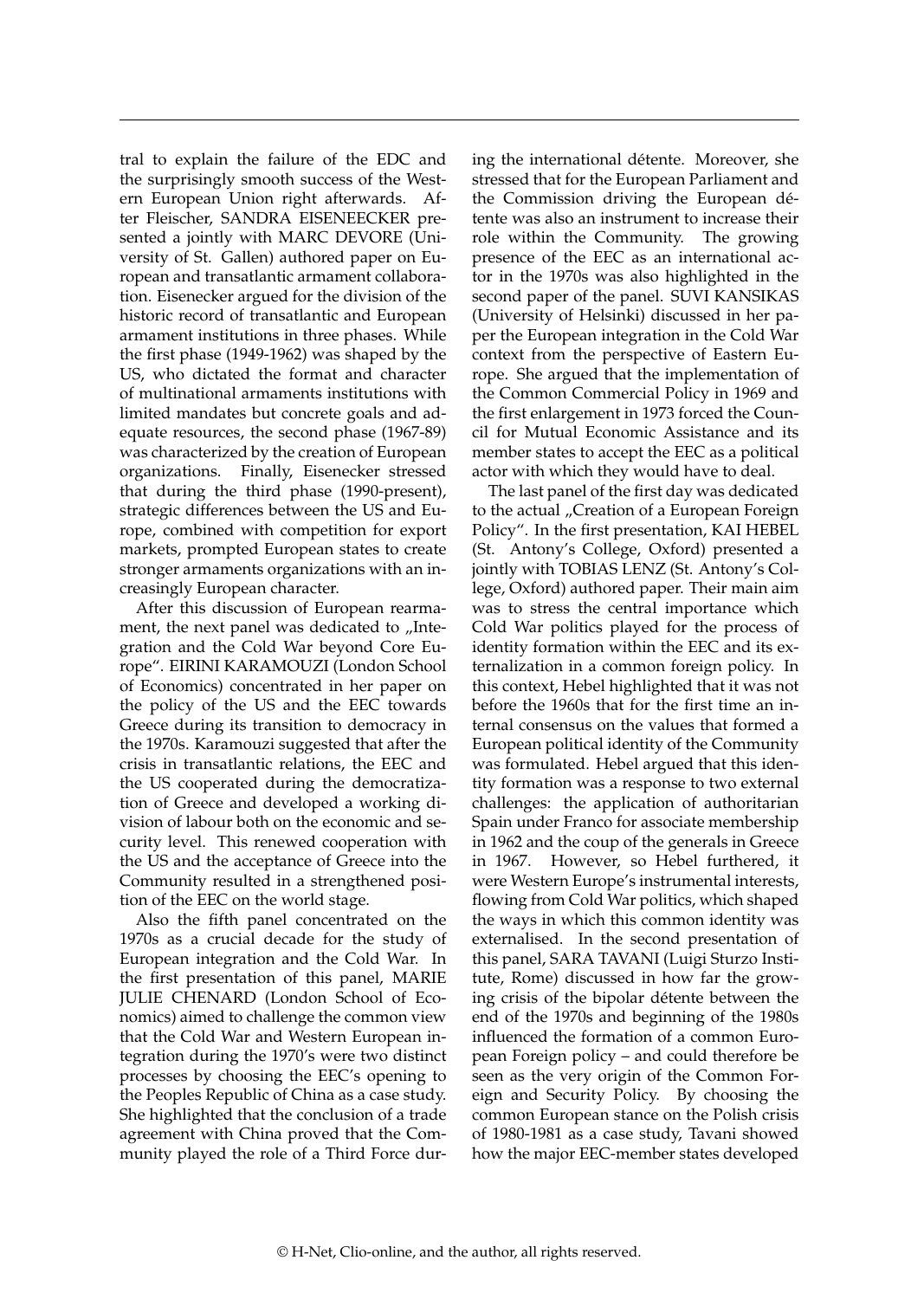tral to explain the failure of the EDC and the surprisingly smooth success of the Western European Union right afterwards. After Fleischer, SANDRA EISENEECKER presented a jointly with MARC DEVORE (University of St. Gallen) authored paper on European and transatlantic armament collaboration. Eisenecker argued for the division of the historic record of transatlantic and European armament institutions in three phases. While the first phase (1949-1962) was shaped by the US, who dictated the format and character of multinational armaments institutions with limited mandates but concrete goals and adequate resources, the second phase (1967-89) was characterized by the creation of European organizations. Finally, Eisenecker stressed that during the third phase (1990-present), strategic differences between the US and Europe, combined with competition for export markets, prompted European states to create stronger armaments organizations with an increasingly European character.

After this discussion of European rearmament, the next panel was dedicated to „Integration and the Cold War beyond Core Europe". EIRINI KARAMOUZI (London School of Economics) concentrated in her paper on the policy of the US and the EEC towards Greece during its transition to democracy in the 1970s. Karamouzi suggested that after the crisis in transatlantic relations, the EEC and the US cooperated during the democratization of Greece and developed a working division of labour both on the economic and security level. This renewed cooperation with the US and the acceptance of Greece into the Community resulted in a strengthened position of the EEC on the world stage.

Also the fifth panel concentrated on the 1970s as a crucial decade for the study of European integration and the Cold War. In the first presentation of this panel, MARIE JULIE CHENARD (London School of Economics) aimed to challenge the common view that the Cold War and Western European integration during the 1970's were two distinct processes by choosing the EEC's opening to the Peoples Republic of China as a case study. She highlighted that the conclusion of a trade agreement with China proved that the Community played the role of a Third Force during the international détente. Moreover, she stressed that for the European Parliament and the Commission driving the European détente was also an instrument to increase their role within the Community. The growing presence of the EEC as an international actor in the 1970s was also highlighted in the second paper of the panel. SUVI KANSIKAS (University of Helsinki) discussed in her paper the European integration in the Cold War context from the perspective of Eastern Europe. She argued that the implementation of the Common Commercial Policy in 1969 and the first enlargement in 1973 forced the Council for Mutual Economic Assistance and its member states to accept the EEC as a political actor with which they would have to deal.

The last panel of the first day was dedicated to the actual „Creation of a European Foreign Policy". In the first presentation, KAI HEBEL (St. Antony's College, Oxford) presented a jointly with TOBIAS LENZ (St. Antony's College, Oxford) authored paper. Their main aim was to stress the central importance which Cold War politics played for the process of identity formation within the EEC and its externalization in a common foreign policy. In this context, Hebel highlighted that it was not before the 1960s that for the first time an internal consensus on the values that formed a European political identity of the Community was formulated. Hebel argued that this identity formation was a response to two external challenges: the application of authoritarian Spain under Franco for associate membership in 1962 and the coup of the generals in Greece in 1967. However, so Hebel furthered, it were Western Europe's instrumental interests, flowing from Cold War politics, which shaped the ways in which this common identity was externalised. In the second presentation of this panel, SARA TAVANI (Luigi Sturzo Institute, Rome) discussed in how far the growing crisis of the bipolar détente between the end of the 1970s and beginning of the 1980s influenced the formation of a common European Foreign policy – and could therefore be seen as the very origin of the Common Foreign and Security Policy. By choosing the common European stance on the Polish crisis of 1980-1981 as a case study, Tavani showed how the major EEC-member states developed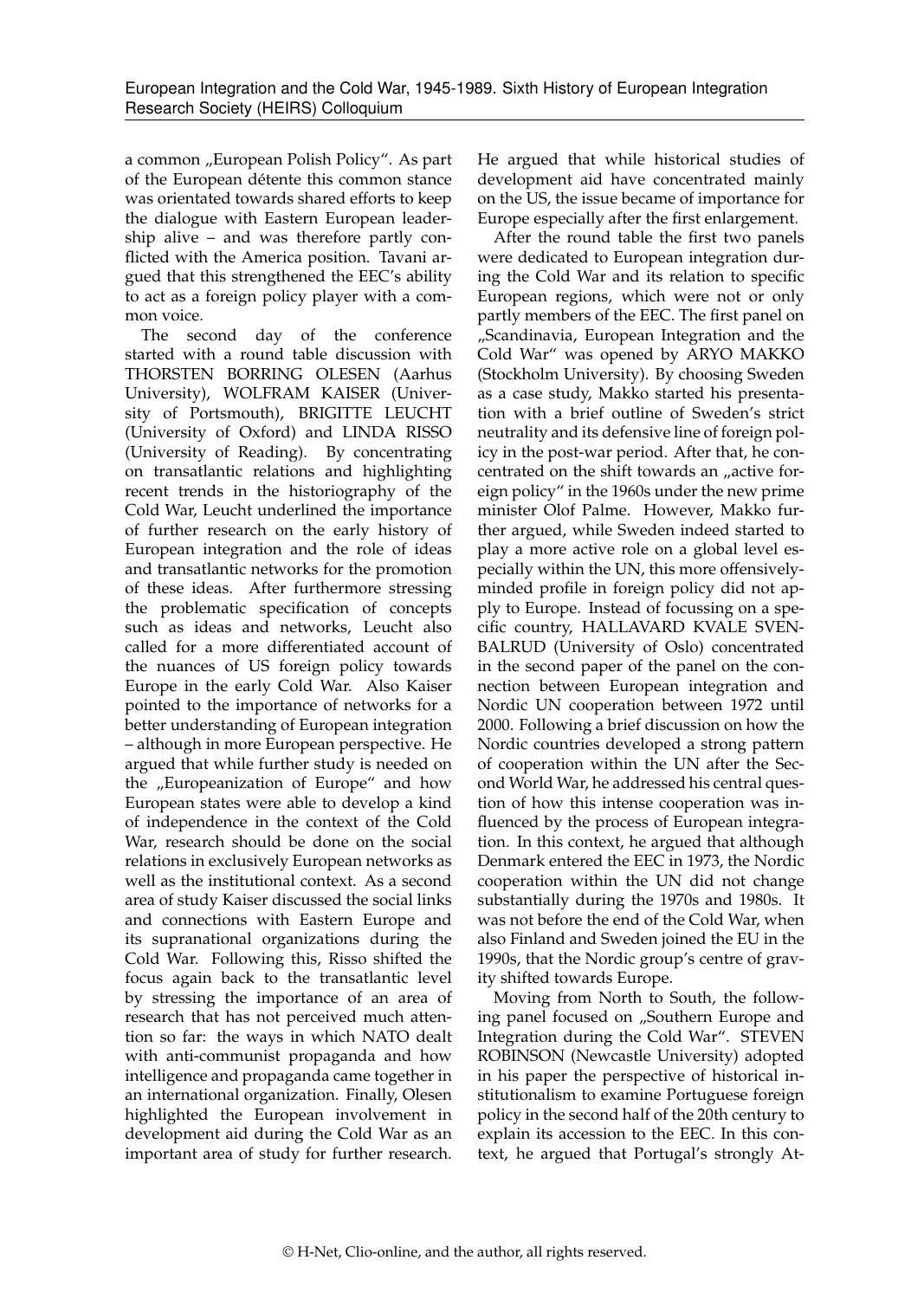a common „European Polish Policy". As part of the European détente this common stance was orientated towards shared efforts to keep the dialogue with Eastern European leadership alive – and was therefore partly conflicted with the America position. Tavani argued that this strengthened the EEC's ability to act as a foreign policy player with a common voice.

The second day of the conference started with a round table discussion with THORSTEN BORRING OLESEN (Aarhus University), WOLFRAM KAISER (University of Portsmouth), BRIGITTE LEUCHT (University of Oxford) and LINDA RISSO (University of Reading). By concentrating on transatlantic relations and highlighting recent trends in the historiography of the Cold War, Leucht underlined the importance of further research on the early history of European integration and the role of ideas and transatlantic networks for the promotion of these ideas. After furthermore stressing the problematic specification of concepts such as ideas and networks, Leucht also called for a more differentiated account of the nuances of US foreign policy towards Europe in the early Cold War. Also Kaiser pointed to the importance of networks for a better understanding of European integration – although in more European perspective. He argued that while further study is needed on the „Europeanization of Europe" and how European states were able to develop a kind of independence in the context of the Cold War, research should be done on the social relations in exclusively European networks as well as the institutional context. As a second area of study Kaiser discussed the social links and connections with Eastern Europe and its supranational organizations during the Cold War. Following this, Risso shifted the focus again back to the transatlantic level by stressing the importance of an area of research that has not perceived much attention so far: the ways in which NATO dealt with anti-communist propaganda and how intelligence and propaganda came together in an international organization. Finally, Olesen highlighted the European involvement in development aid during the Cold War as an important area of study for further research. He argued that while historical studies of development aid have concentrated mainly on the US, the issue became of importance for Europe especially after the first enlargement.

After the round table the first two panels were dedicated to European integration during the Cold War and its relation to specific European regions, which were not or only partly members of the EEC. The first panel on „Scandinavia, European Integration and the Cold War" was opened by ARYO MAKKO (Stockholm University). By choosing Sweden as a case study, Makko started his presentation with a brief outline of Sweden's strict neutrality and its defensive line of foreign policy in the post-war period. After that, he concentrated on the shift towards an „active foreign policy" in the 1960s under the new prime minister Olof Palme. However, Makko further argued, while Sweden indeed started to play a more active role on a global level especially within the UN, this more offensively-minded profile in foreign policy did not apply to Europe. Instead of focussing on a specific country, HALLAVARD KVALE SVENBALRUD (University of Oslo) concentrated in the second paper of the panel on the connection between European integration and Nordic UN cooperation between 1972 until 2000. Following a brief discussion on how the Nordic countries developed a strong pattern of cooperation within the UN after the Second World War, he addressed his central question of how this intense cooperation was influenced by the process of European integration. In this context, he argued that although Denmark entered the EEC in 1973, the Nordic cooperation within the UN did not change substantially during the 1970s and 1980s. It was not before the end of the Cold War, when also Finland and Sweden joined the EU in the 1990s, that the Nordic group's centre of gravity shifted towards Europe.

Moving from North to South, the following panel focused on „Southern Europe and Integration during the Cold War". STEVEN ROBINSON (Newcastle University) adopted in his paper the perspective of historical institutionalism to examine Portuguese foreign policy in the second half of the 20th century to explain its accession to the EEC. In this context, he argued that Portugal's strongly At-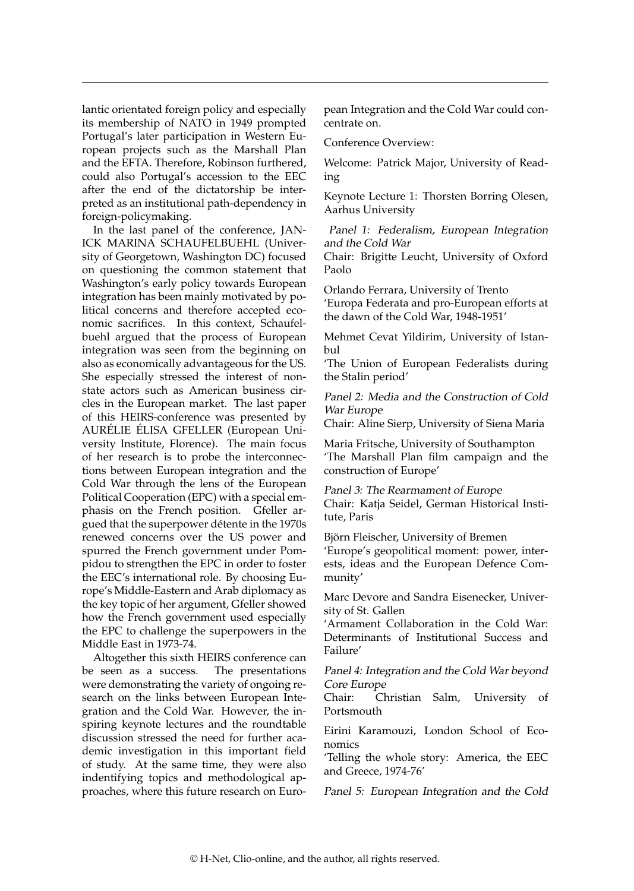lantic orientated foreign policy and especially its membership of NATO in 1949 prompted Portugal's later participation in Western European projects such as the Marshall Plan and the EFTA. Therefore, Robinson furthered, could also Portugal's accession to the EEC after the end of the dictatorship be interpreted as an institutional path-dependency in foreign-policymaking.

In the last panel of the conference, JANICK MARINA SCHAUFELBUEHL (University of Georgetown, Washington DC) focused on questioning the common statement that Washington's early policy towards European integration has been mainly motivated by political concerns and therefore accepted economic sacrifices. In this context, Schaufelbuehl argued that the process of European integration was seen from the beginning on also as economically advantageous for the US. She especially stressed the interest of nonstate actors such as American business circles in the European market. The last paper of this HEIRS-conference was presented by AURÉLIE ÉLISA GFELLER (European University Institute, Florence). The main focus of her research is to probe the interconnections between European integration and the Cold War through the lens of the European Political Cooperation (EPC) with a special emphasis on the French position. Gfeller argued that the superpower détente in the 1970s renewed concerns over the US power and spurred the French government under Pompidou to strengthen the EPC in order to foster the EEC's international role. By choosing Europe's Middle-Eastern and Arab diplomacy as the key topic of her argument, Gfeller showed how the French government used especially the EPC to challenge the superpowers in the Middle East in 1973-74.

Altogether this sixth HEIRS conference can be seen as a success. The presentations were demonstrating the variety of ongoing research on the links between European Integration and the Cold War. However, the inspiring keynote lectures and the roundtable discussion stressed the need for further academic investigation in this important field of study. At the same time, they were also indentifying topics and methodological approaches, where this future research on European Integration and the Cold War could concentrate on.

Conference Overview:

Welcome: Patrick Major, University of Reading

Keynote Lecture 1: Thorsten Borring Olesen, Aarhus University

*Panel 1: Federalism, European Integration and the Cold War*
Chair: Brigitte Leucht, University of Oxford Paolo

Orlando Ferrara, University of Trento
'Europa Federata and pro-European efforts at the dawn of the Cold War, 1948-1951'

Mehmet Cevat Yildirim, University of Istanbul
'The Union of European Federalists during the Stalin period'

*Panel 2: Media and the Construction of Cold War Europe*
Chair: Aline Sierp, University of Siena Maria

Maria Fritsche, University of Southampton
'The Marshall Plan film campaign and the construction of Europe'

*Panel 3: The Rearmament of Europe*
Chair: Katja Seidel, German Historical Institute, Paris

Björn Fleischer, University of Bremen
'Europe's geopolitical moment: power, interests, ideas and the European Defence Community'

Marc Devore and Sandra Eisenecker, University of St. Gallen
'Armament Collaboration in the Cold War: Determinants of Institutional Success and Failure'

*Panel 4: Integration and the Cold War beyond Core Europe*
Chair: Christian Salm, University of Portsmouth

Eirini Karamouzi, London School of Economics
'Telling the whole story: America, the EEC and Greece, 1974-76'

*Panel 5: European Integration and the Cold*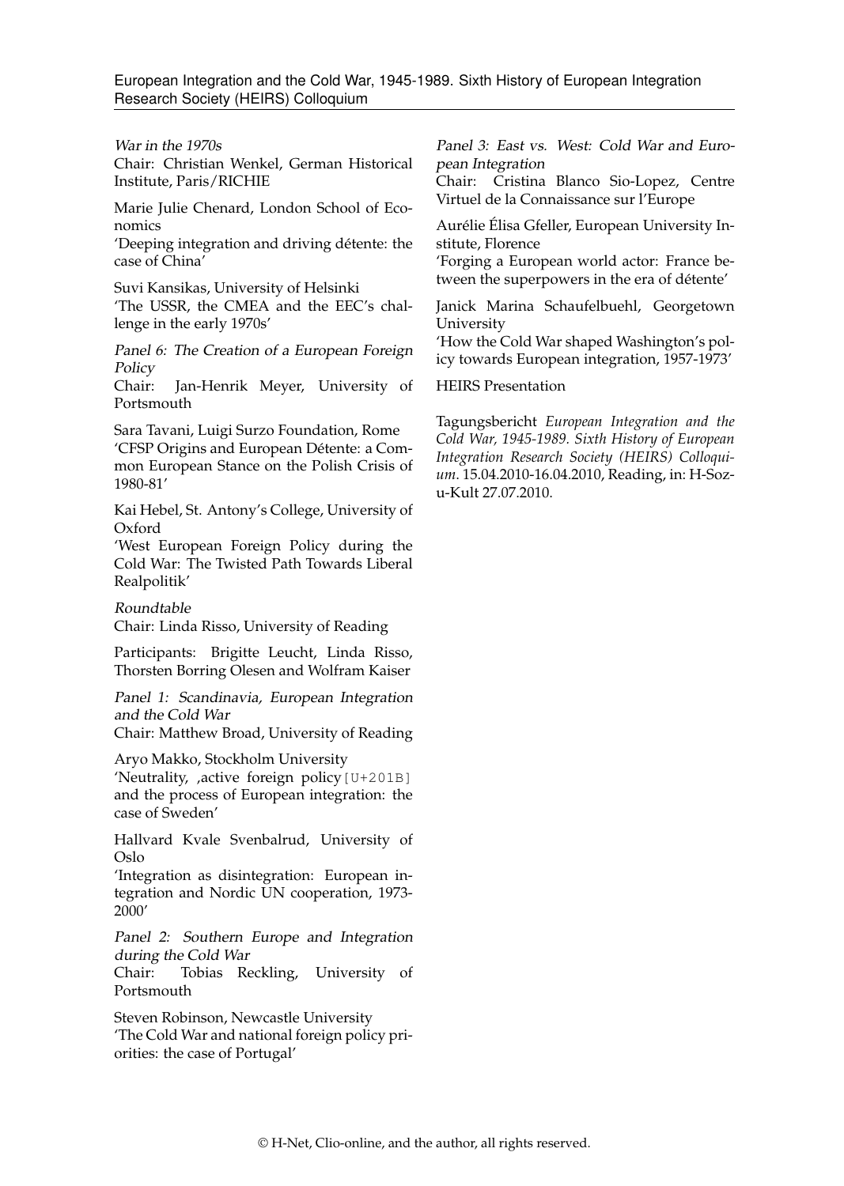*War in the 1970s*
Chair: Christian Wenkel, German Historical Institute, Paris/RICHIE

Marie Julie Chenard, London School of Economics
'Deeping integration and driving détente: the case of China'

Suvi Kansikas, University of Helsinki
'The USSR, the CMEA and the EEC's challenge in the early 1970s'

*Panel 6: The Creation of a European Foreign Policy*
Chair: Jan-Henrik Meyer, University of Portsmouth

Sara Tavani, Luigi Surzo Foundation, Rome
'CFSP Origins and European Détente: a Common European Stance on the Polish Crisis of 1980-81'

Kai Hebel, St. Antony's College, University of Oxford
'West European Foreign Policy during the Cold War: The Twisted Path Towards Liberal Realpolitik'

*Roundtable*
Chair: Linda Risso, University of Reading

Participants: Brigitte Leucht, Linda Risso, Thorsten Borring Olesen and Wolfram Kaiser

*Panel 1: Scandinavia, European Integration and the Cold War*
Chair: Matthew Broad, University of Reading

Aryo Makko, Stockholm University
'Neutrality, ‚active foreign policy‛ and the process of European integration: the case of Sweden'

Hallvard Kvale Svenbalrud, University of Oslo
'Integration as disintegration: European integration and Nordic UN cooperation, 1973-2000'

*Panel 2: Southern Europe and Integration during the Cold War*
Chair: Tobias Reckling, University of Portsmouth

Steven Robinson, Newcastle University
'The Cold War and national foreign policy priorities: the case of Portugal'

*Panel 3: East vs. West: Cold War and European Integration*
Chair: Cristina Blanco Sio-Lopez, Centre Virtuel de la Connaissance sur l'Europe

Aurélie Élisa Gfeller, European University Institute, Florence
'Forging a European world actor: France between the superpowers in the era of détente'

Janick Marina Schaufelbuehl, Georgetown University
'How the Cold War shaped Washington's policy towards European integration, 1957-1973'

HEIRS Presentation

Tagungsbericht *European Integration and the Cold War, 1945-1989. Sixth History of European Integration Research Society (HEIRS) Colloquium*. 15.04.2010-16.04.2010, Reading, in: H-Soz-u-Kult 27.07.2010.